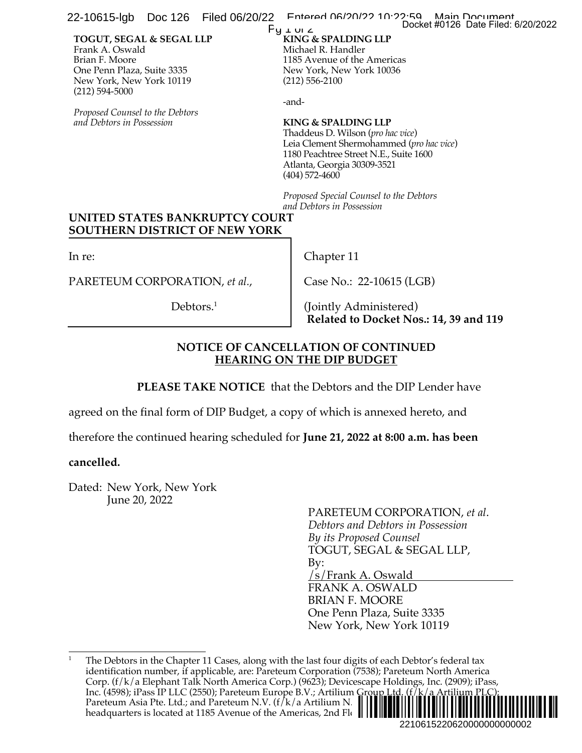**TOGUT, SEGAL & SEGAL LLP**
Frank A. Oswald
Brian F. Moore
One Penn Plaza, Suite 3335
New York, New York 10119
(212) 594-5000

*Proposed Counsel to the Debtors and Debtors in Possession*

**KING & SPALDING LLP**
Michael R. Handler
1185 Avenue of the Americas
New York, New York 10036
(212) 556-2100

-and-

**KING & SPALDING LLP**
Thaddeus D. Wilson (*pro hac vice*)
Leia Clement Shermohammed (*pro hac vice*)
1180 Peachtree Street N.E., Suite 1600
Atlanta, Georgia 30309-3521
(404) 572-4600

*Proposed Special Counsel to the Debtors and Debtors in Possession*

**UNITED STATES BANKRUPTCY COURT**
**SOUTHERN DISTRICT OF NEW YORK**

| | |
|---|---|
| In re: | Chapter 11 |
| PARETEUM CORPORATION, *et al.*, | Case No.: 22-10615 (LGB) |
| Debtors.[1] | (Jointly Administered) **Related to Docket Nos.: 14, 39 and 119** |

## NOTICE OF CANCELLATION OF CONTINUED HEARING ON THE DIP BUDGET

**PLEASE TAKE NOTICE** that the Debtors and the DIP Lender have agreed on the final form of DIP Budget, a copy of which is annexed hereto, and therefore the continued hearing scheduled for **June 21, 2022 at 8:00 a.m. has been cancelled.**

Dated: New York, New York
June 20, 2022

PARETEUM CORPORATION, *et al*.
*Debtors and Debtors in Possession*
*By its Proposed Counsel*
TOGUT, SEGAL & SEGAL LLP,
By:
/s/Frank A. Oswald
FRANK A. OSWALD
BRIAN F. MOORE
One Penn Plaza, Suite 3335
New York, New York 10119

---

[1] The Debtors in the Chapter 11 Cases, along with the last four digits of each Debtor's federal tax identification number, if applicable, are: Pareteum Corporation (7538); Pareteum North America Corp. (f/k/a Elephant Talk North America Corp.) (9623); Devicescape Holdings, Inc. (2909); iPass, Inc. (4598); iPass IP LLC (2550); Pareteum Europe B.V.; Artilium Group Ltd. (f/k/a Artilium PLC); Pareteum Asia Pte. Ltd.; and Pareteum N.V. (f/k/a Artilium N. headquarters is located at 1185 Avenue of the Americas, 2nd Fl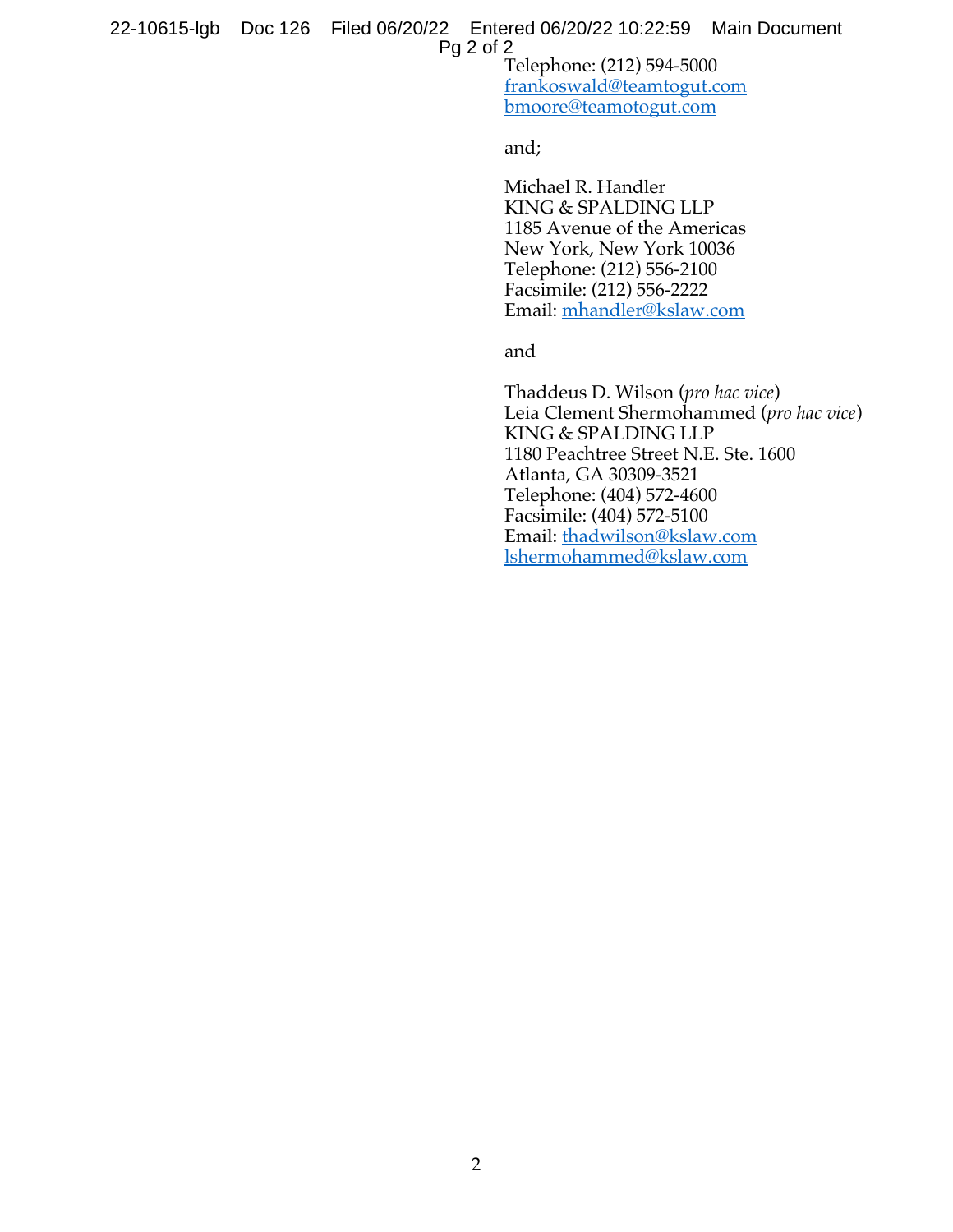Telephone: (212) 594-5000
frankoswald@teamtogut.com
bmoore@teamotogut.com

and;

Michael R. Handler
KING & SPALDING LLP
1185 Avenue of the Americas
New York, New York 10036
Telephone: (212) 556-2100
Facsimile: (212) 556-2222
Email: mhandler@kslaw.com

and

Thaddeus D. Wilson (*pro hac vice*)
Leia Clement Shermohammed (*pro hac vice*)
KING & SPALDING LLP
1180 Peachtree Street N.E. Ste. 1600
Atlanta, GA 30309-3521
Telephone: (404) 572-4600
Facsimile: (404) 572-5100
Email: thadwilson@kslaw.com
lshermohammed@kslaw.com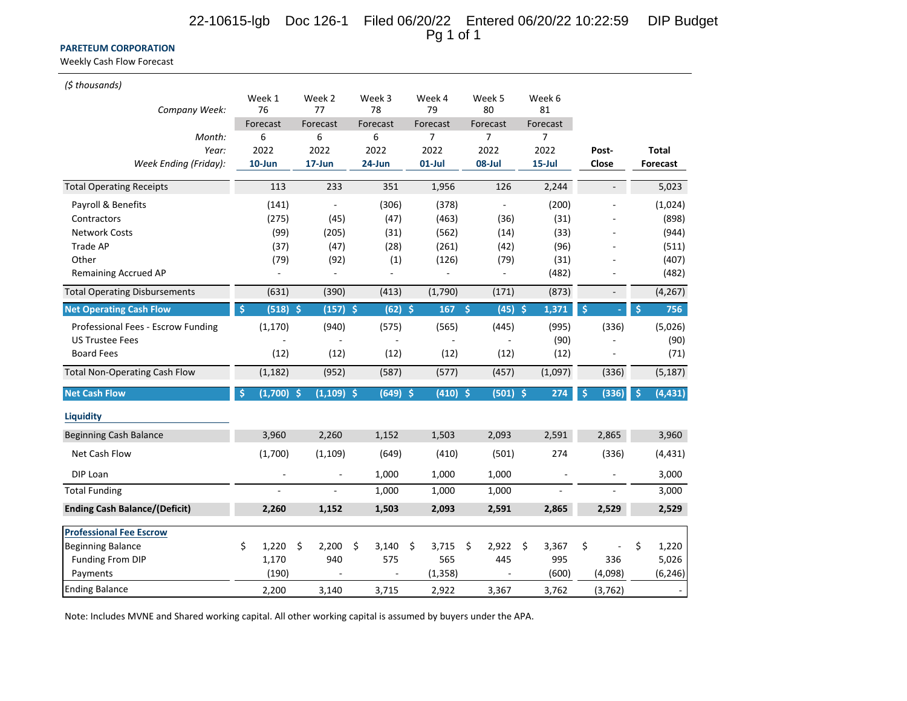**PARETEUM CORPORATION**

Weekly Cash Flow Forecast

*($ thousands)*

| | Week 1 | Week 2 | Week 3 | Week 4 | Week 5 | Week 6 | | |
|---|---|---|---|---|---|---|---|---|
| *Company Week:* | 76 | 77 | 78 | 79 | 80 | 81 | | |
| | Forecast | Forecast | Forecast | Forecast | Forecast | Forecast | | |
| *Month:* | 6 | 6 | 6 | 7 | 7 | 7 | | |
| *Year:* | 2022 | 2022 | 2022 | 2022 | 2022 | 2022 | **Post-** | **Total** |
| *Week Ending (Friday):* | **10-Jun** | **17-Jun** | **24-Jun** | **01-Jul** | **08-Jul** | **15-Jul** | **Close** | **Forecast** |
| Total Operating Receipts | 113 | 233 | 351 | 1,956 | 126 | 2,244 | - | 5,023 |
| Payroll & Benefits | (141) | - | (306) | (378) | - | (200) | - | (1,024) |
| Contractors | (275) | (45) | (47) | (463) | (36) | (31) | - | (898) |
| Network Costs | (99) | (205) | (31) | (562) | (14) | (33) | - | (944) |
| Trade AP | (37) | (47) | (28) | (261) | (42) | (96) | - | (511) |
| Other | (79) | (92) | (1) | (126) | (79) | (31) | - | (407) |
| Remaining Accrued AP | - | - | - | - | - | (482) | - | (482) |
| Total Operating Disbursements | (631) | (390) | (413) | (1,790) | (171) | (873) | - | (4,267) |
| **Net Operating Cash Flow** | **$ (518)** | **$ (157)** | **$ (62)** | **$ 167** | **$ (45)** | **$ 1,371** | **$ -** | **$ 756** |
| Professional Fees - Escrow Funding | (1,170) | (940) | (575) | (565) | (445) | (995) | (336) | (5,026) |
| US Trustee Fees | - | - | - | - | - | (90) | - | (90) |
| Board Fees | (12) | (12) | (12) | (12) | (12) | (12) | - | (71) |
| Total Non-Operating Cash Flow | (1,182) | (952) | (587) | (577) | (457) | (1,097) | (336) | (5,187) |
| **Net Cash Flow** | **$ (1,700)** | **$ (1,109)** | **$ (649)** | **$ (410)** | **$ (501)** | **$ 274** | **$ (336)** | **$ (4,431)** |
| **Liquidity** | | | | | | | | |
| Beginning Cash Balance | 3,960 | 2,260 | 1,152 | 1,503 | 2,093 | 2,591 | 2,865 | 3,960 |
| Net Cash Flow | (1,700) | (1,109) | (649) | (410) | (501) | 274 | (336) | (4,431) |
| DIP Loan | - | - | 1,000 | 1,000 | 1,000 | - | - | 3,000 |
| Total Funding | - | - | 1,000 | 1,000 | 1,000 | - | - | 3,000 |
| **Ending Cash Balance/(Deficit)** | **2,260** | **1,152** | **1,503** | **2,093** | **2,591** | **2,865** | **2,529** | **2,529** |
| **Professional Fee Escrow** | | | | | | | | |
| Beginning Balance | $ 1,220 | $ 2,200 | $ 3,140 | $ 3,715 | $ 2,922 | $ 3,367 | $ - | $ 1,220 |
| Funding From DIP | 1,170 | 940 | 575 | 565 | 445 | 995 | 336 | 5,026 |
| Payments | (190) | - | - | (1,358) | - | (600) | (4,098) | (6,246) |
| Ending Balance | 2,200 | 3,140 | 3,715 | 2,922 | 3,367 | 3,762 | (3,762) | - |

Note: Includes MVNE and Shared working capital. All other working capital is assumed by buyers under the APA.